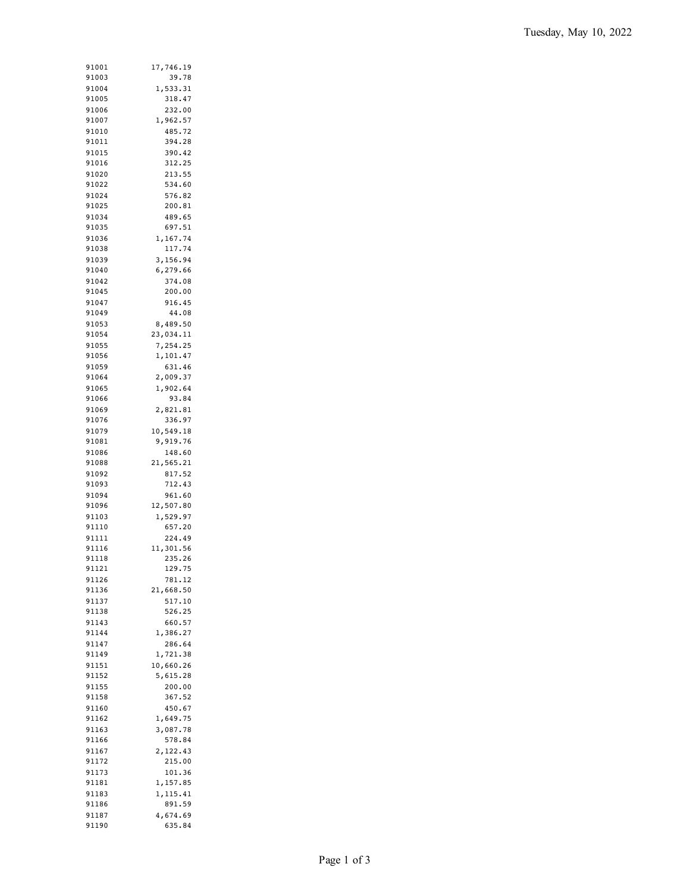Tuesday, May 10, 2022

| | |
|---|---|
| 91001 | 17,746.19 |
| 91003 | 39.78 |
| 91004 | 1,533.31 |
| 91005 | 318.47 |
| 91006 | 232.00 |
| 91007 | 1,962.57 |
| 91010 | 485.72 |
| 91011 | 394.28 |
| 91015 | 390.42 |
| 91016 | 312.25 |
| 91020 | 213.55 |
| 91022 | 534.60 |
| 91024 | 576.82 |
| 91025 | 200.81 |
| 91034 | 489.65 |
| 91035 | 697.51 |
| 91036 | 1,167.74 |
| 91038 | 117.74 |
| 91039 | 3,156.94 |
| 91040 | 6,279.66 |
| 91042 | 374.08 |
| 91045 | 200.00 |
| 91047 | 916.45 |
| 91049 | 44.08 |
| 91053 | 8,489.50 |
| 91054 | 23,034.11 |
| 91055 | 7,254.25 |
| 91056 | 1,101.47 |
| 91059 | 631.46 |
| 91064 | 2,009.37 |
| 91065 | 1,902.64 |
| 91066 | 93.84 |
| 91069 | 2,821.81 |
| 91076 | 336.97 |
| 91079 | 10,549.18 |
| 91081 | 9,919.76 |
| 91086 | 148.60 |
| 91088 | 21,565.21 |
| 91092 | 817.52 |
| 91093 | 712.43 |
| 91094 | 961.60 |
| 91096 | 12,507.80 |
| 91103 | 1,529.97 |
| 91110 | 657.20 |
| 91111 | 224.49 |
| 91116 | 11,301.56 |
| 91118 | 235.26 |
| 91121 | 129.75 |
| 91126 | 781.12 |
| 91136 | 21,668.50 |
| 91137 | 517.10 |
| 91138 | 526.25 |
| 91143 | 660.57 |
| 91144 | 1,386.27 |
| 91147 | 286.64 |
| 91149 | 1,721.38 |
| 91151 | 10,660.26 |
| 91152 | 5,615.28 |
| 91155 | 200.00 |
| 91158 | 367.52 |
| 91160 | 450.67 |
| 91162 | 1,649.75 |
| 91163 | 3,087.78 |
| 91166 | 578.84 |
| 91167 | 2,122.43 |
| 91172 | 215.00 |
| 91173 | 101.36 |
| 91181 | 1,157.85 |
| 91183 | 1,115.41 |
| 91186 | 891.59 |
| 91187 | 4,674.69 |
| 91190 | 635.84 |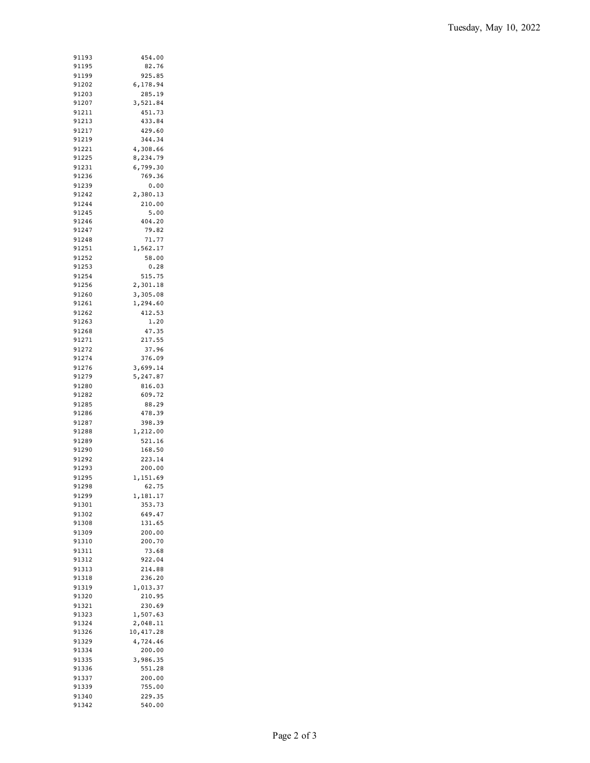| | |
|---|---|
| 91193 | 454.00 |
| 91195 | 82.76 |
| 91199 | 925.85 |
| 91202 | 6,178.94 |
| 91203 | 285.19 |
| 91207 | 3,521.84 |
| 91211 | 451.73 |
| 91213 | 433.84 |
| 91217 | 429.60 |
| 91219 | 344.34 |
| 91221 | 4,308.66 |
| 91225 | 8,234.79 |
| 91231 | 6,799.30 |
| 91236 | 769.36 |
| 91239 | 0.00 |
| 91242 | 2,380.13 |
| 91244 | 210.00 |
| 91245 | 5.00 |
| 91246 | 404.20 |
| 91247 | 79.82 |
| 91248 | 71.77 |
| 91251 | 1,562.17 |
| 91252 | 58.00 |
| 91253 | 0.28 |
| 91254 | 515.75 |
| 91256 | 2,301.18 |
| 91260 | 3,305.08 |
| 91261 | 1,294.60 |
| 91262 | 412.53 |
| 91263 | 1.20 |
| 91268 | 47.35 |
| 91271 | 217.55 |
| 91272 | 37.96 |
| 91274 | 376.09 |
| 91276 | 3,699.14 |
| 91279 | 5,247.87 |
| 91280 | 816.03 |
| 91282 | 609.72 |
| 91285 | 88.29 |
| 91286 | 478.39 |
| 91287 | 398.39 |
| 91288 | 1,212.00 |
| 91289 | 521.16 |
| 91290 | 168.50 |
| 91292 | 223.14 |
| 91293 | 200.00 |
| 91295 | 1,151.69 |
| 91298 | 62.75 |
| 91299 | 1,181.17 |
| 91301 | 353.73 |
| 91302 | 649.47 |
| 91308 | 131.65 |
| 91309 | 200.00 |
| 91310 | 200.70 |
| 91311 | 73.68 |
| 91312 | 922.04 |
| 91313 | 214.88 |
| 91318 | 236.20 |
| 91319 | 1,013.37 |
| 91320 | 210.95 |
| 91321 | 230.69 |
| 91323 | 1,507.63 |
| 91324 | 2,048.11 |
| 91326 | 10,417.28 |
| 91329 | 4,724.46 |
| 91334 | 200.00 |
| 91335 | 3,986.35 |
| 91336 | 551.28 |
| 91337 | 200.00 |
| 91339 | 755.00 |
| 91340 | 229.35 |
| 91342 | 540.00 |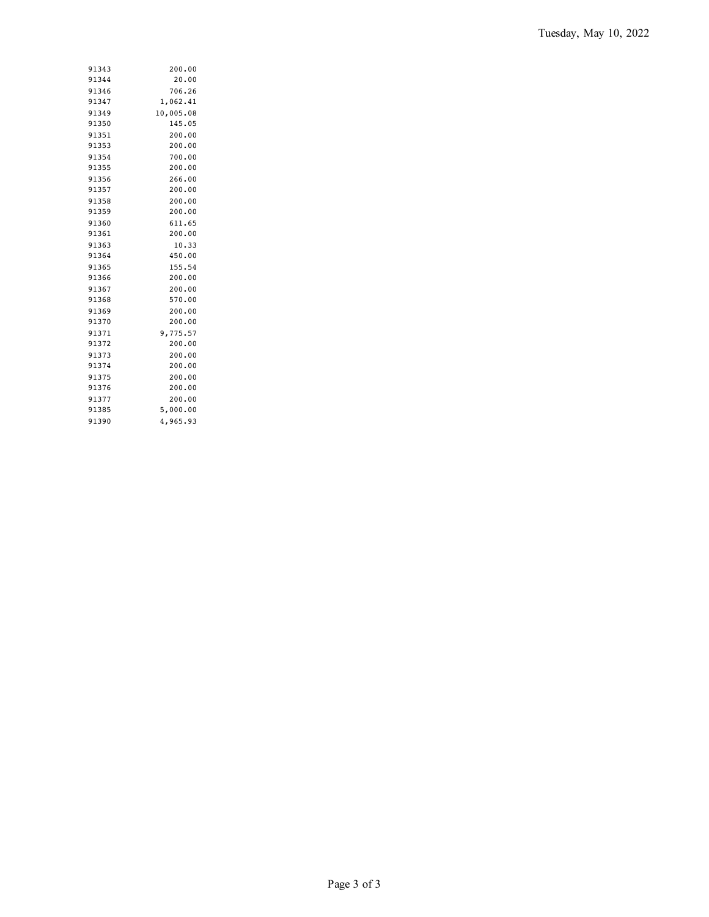| | |
|---|---|
| 91343 | 200.00 |
| 91344 | 20.00 |
| 91346 | 706.26 |
| 91347 | 1,062.41 |
| 91349 | 10,005.08 |
| 91350 | 145.05 |
| 91351 | 200.00 |
| 91353 | 200.00 |
| 91354 | 700.00 |
| 91355 | 200.00 |
| 91356 | 266.00 |
| 91357 | 200.00 |
| 91358 | 200.00 |
| 91359 | 200.00 |
| 91360 | 611.65 |
| 91361 | 200.00 |
| 91363 | 10.33 |
| 91364 | 450.00 |
| 91365 | 155.54 |
| 91366 | 200.00 |
| 91367 | 200.00 |
| 91368 | 570.00 |
| 91369 | 200.00 |
| 91370 | 200.00 |
| 91371 | 9,775.57 |
| 91372 | 200.00 |
| 91373 | 200.00 |
| 91374 | 200.00 |
| 91375 | 200.00 |
| 91376 | 200.00 |
| 91377 | 200.00 |
| 91385 | 5,000.00 |
| 91390 | 4,965.93 |